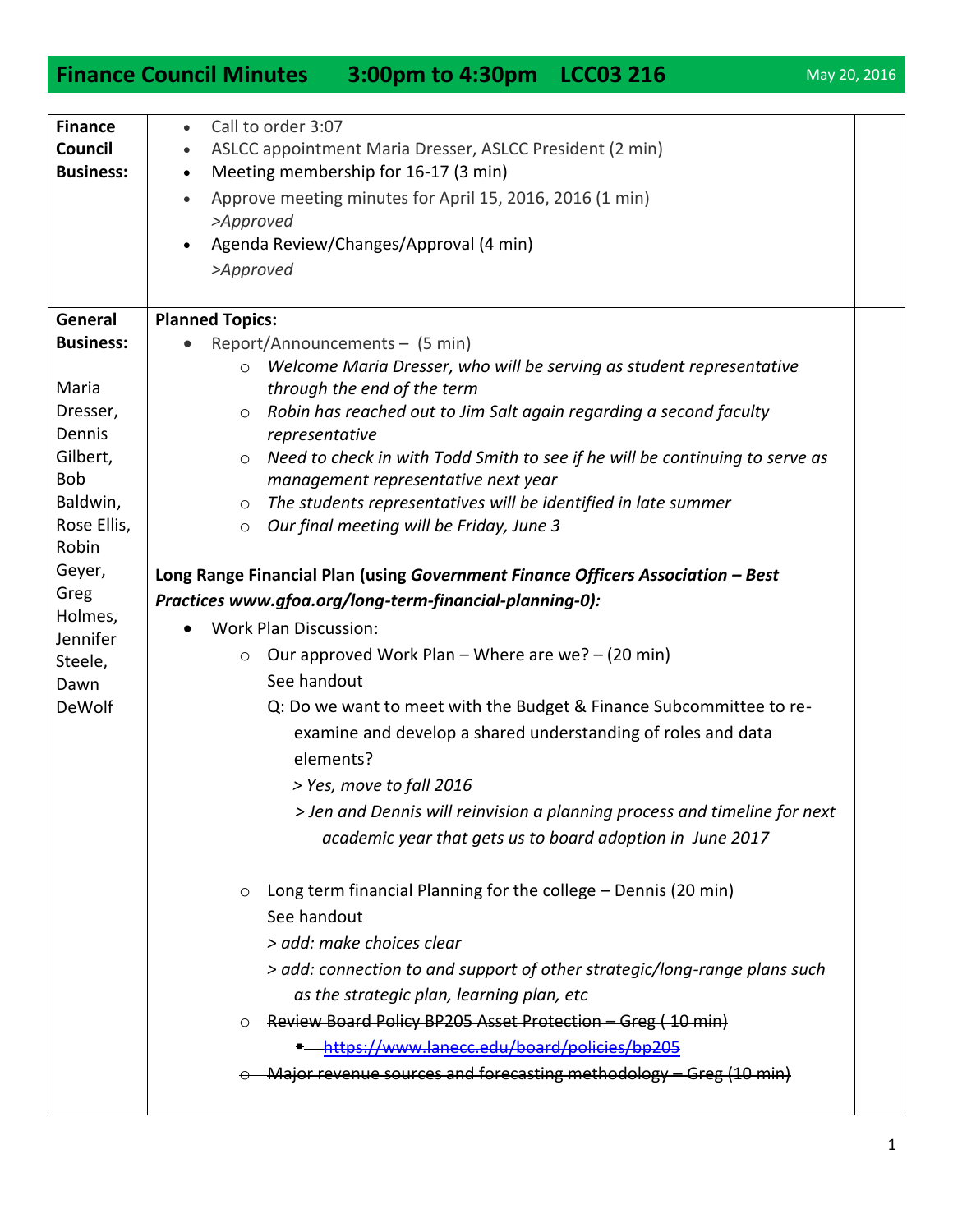# Finance Council Minutes 3:00pm to 4:30pm LCC03 216

May 20, 2016

| | | |
|---|---|---|
| **Finance Council Business:** | • Call to order 3:07<br>• ASLCC appointment Maria Dresser, ASLCC President (2 min)<br>• Meeting membership for 16-17 (3 min)<br>• Approve meeting minutes for April 15, 2016, 2016 (1 min)<br>*>Approved*<br>• Agenda Review/Changes/Approval (4 min)<br>*>Approved* | |
| **General Business:**<br><br>Maria Dresser, Dennis Gilbert, Bob Baldwin, Rose Ellis, Robin Geyer, Greg Holmes, Jennifer Steele, Dawn DeWolf | **Planned Topics:**<br>• Report/Announcements – (5 min)<br>  ○ *Welcome Maria Dresser, who will be serving as student representative through the end of the term*<br>  ○ *Robin has reached out to Jim Salt again regarding a second faculty representative*<br>  ○ *Need to check in with Todd Smith to see if he will be continuing to serve as management representative next year*<br>  ○ *The students representatives will be identified in late summer*<br>  ○ *Our final meeting will be Friday, June 3*<br><br>**Long Range Financial Plan (using *Government Finance Officers Association – Best Practices www.gfoa.org/long-term-financial-planning-0):***<br>• Work Plan Discussion:<br>  ○ Our approved Work Plan – Where are we? – (20 min)<br>  See handout<br>  Q: Do we want to meet with the Budget & Finance Subcommittee to re-examine and develop a shared understanding of roles and data elements?<br>  *> Yes, move to fall 2016*<br>  *> Jen and Dennis will reinvision a planning process and timeline for next academic year that gets us to board adoption in June 2017*<br><br>  ○ Long term financial Planning for the college – Dennis (20 min)<br>  See handout<br>  *> add: make choices clear*<br>  *> add: connection to and support of other strategic/long-range plans such as the strategic plan, learning plan, etc*<br>  ○ ~~Review Board Policy BP205 Asset Protection – Greg (10 min)~~<br>    ▪ ~~https://www.lanecc.edu/board/policies/bp205~~<br>  ○ ~~Major revenue sources and forecasting methodology – Greg (10 min)~~ | |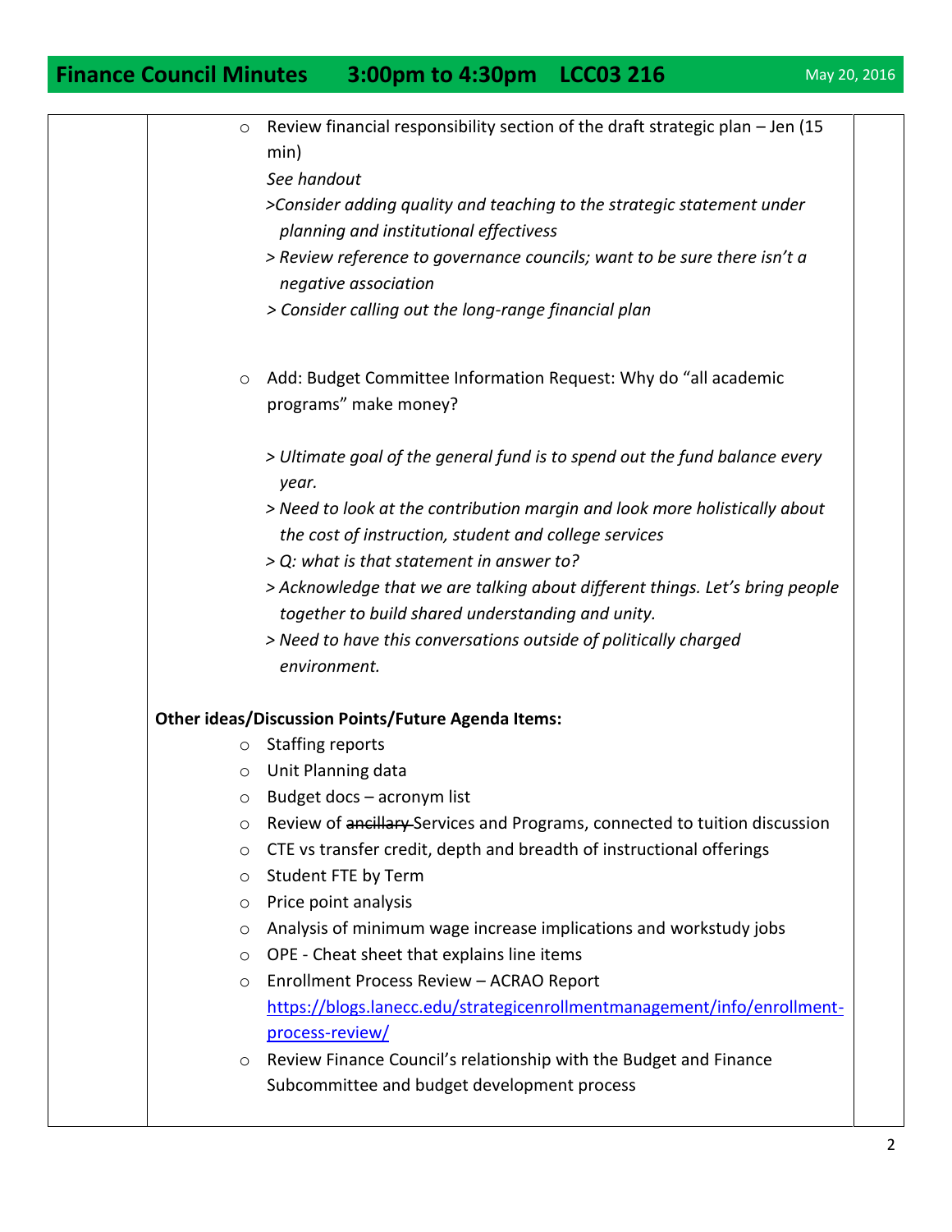## Finance Council Minutes 3:00pm to 4:30pm LCC03 216

May 20, 2016

- Review financial responsibility section of the draft strategic plan – Jen (15 min)

  *See handout*

  *>Consider adding quality and teaching to the strategic statement under planning and institutional effectivess*

  *> Review reference to governance councils; want to be sure there isn't a negative association*

  *> Consider calling out the long-range financial plan*

- Add: Budget Committee Information Request: Why do "all academic programs" make money?

  *> Ultimate goal of the general fund is to spend out the fund balance every year.*

  *> Need to look at the contribution margin and look more holistically about the cost of instruction, student and college services*

  *> Q: what is that statement in answer to?*

  *> Acknowledge that we are talking about different things. Let's bring people together to build shared understanding and unity.*

  *> Need to have this conversations outside of politically charged environment.*

**Other ideas/Discussion Points/Future Agenda Items:**

- Staffing reports
- Unit Planning data
- Budget docs – acronym list
- Review of ~~ancillary~~ Services and Programs, connected to tuition discussion
- CTE vs transfer credit, depth and breadth of instructional offerings
- Student FTE by Term
- Price point analysis
- Analysis of minimum wage increase implications and workstudy jobs
- OPE - Cheat sheet that explains line items
- Enrollment Process Review – ACRAO Report https://blogs.lanecc.edu/strategicenrollmentmanagement/info/enrollment-process-review/
- Review Finance Council's relationship with the Budget and Finance Subcommittee and budget development process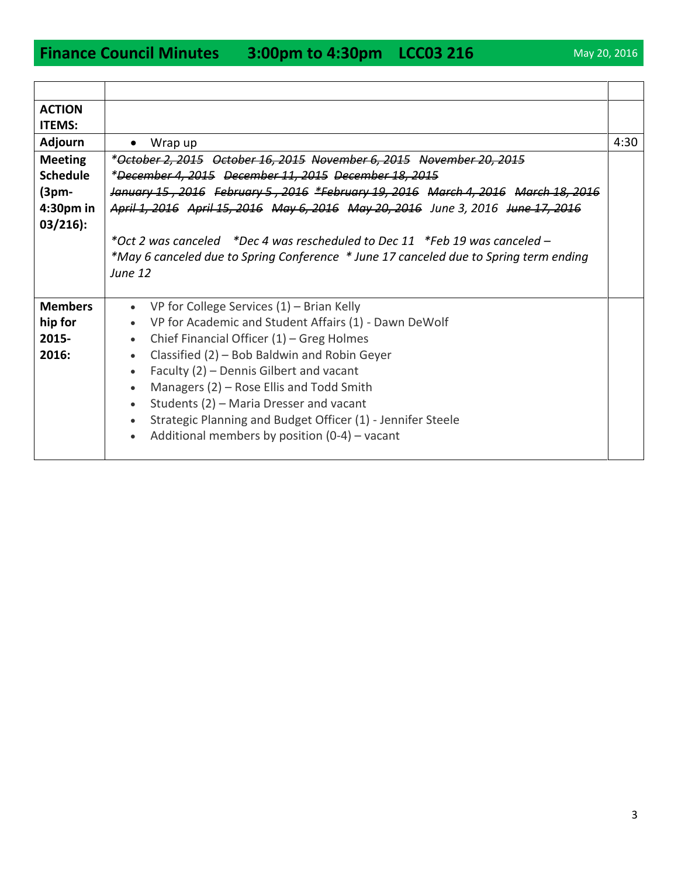## Finance Council Minutes 3:00pm to 4:30pm LCC03 216

May 20, 2016

| | | |
|---|---|---|
| **ACTION ITEMS:** | | |
| **Adjourn** | • Wrap up | 4:30 |
| **Meeting Schedule (3pm-4:30pm in 03/216):** | *~~\*October 2, 2015~~ ~~October 16, 2015~~ ~~November 6, 2015~~ ~~November 20, 2015~~ ~~\*December 4, 2015~~ ~~December 11, 2015~~ ~~December 18, 2015~~ ~~January 15 , 2016~~ ~~February 5 , 2016~~ ~~\*February 19, 2016~~ ~~March 4, 2016~~ ~~March 18, 2016~~ ~~April 1, 2016~~ ~~April 15, 2016~~ ~~May 6, 2016~~ ~~May 20, 2016~~ June 3, 2016 ~~June 17, 2016~~*<br><br>*\*Oct 2 was canceled \*Dec 4 was rescheduled to Dec 11 \*Feb 19 was canceled – \*May 6 canceled due to Spring Conference \* June 17 canceled due to Spring term ending June 12* | |
| **Membership for 2015-2016:** | • VP for College Services (1) – Brian Kelly<br>• VP for Academic and Student Affairs (1) - Dawn DeWolf<br>• Chief Financial Officer (1) – Greg Holmes<br>• Classified (2) – Bob Baldwin and Robin Geyer<br>• Faculty (2) – Dennis Gilbert and vacant<br>• Managers (2) – Rose Ellis and Todd Smith<br>• Students (2) – Maria Dresser and vacant<br>• Strategic Planning and Budget Officer (1) - Jennifer Steele<br>• Additional members by position (0-4) – vacant | |